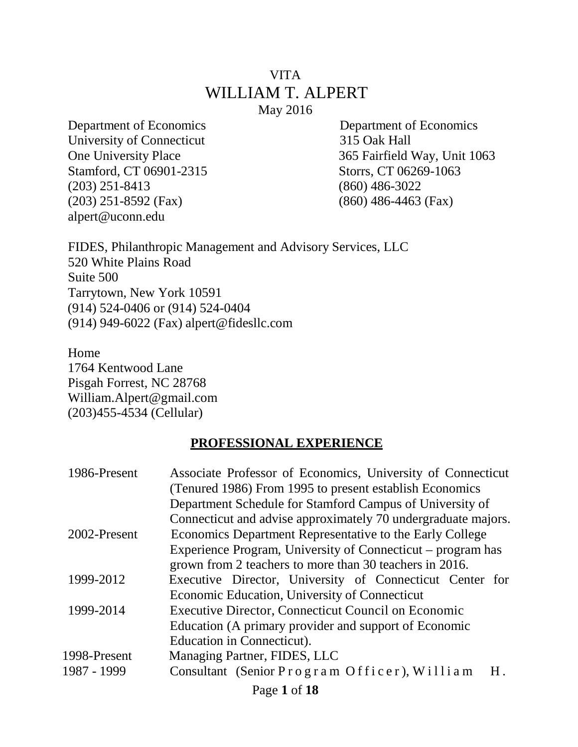# VITA
# WILLIAM T. ALPERT

May 2016

Department of Economics
University of Connecticut
One University Place
Stamford, CT 06901-2315
(203) 251-8413
(203) 251-8592 (Fax)
alpert@uconn.edu

Department of Economics
315 Oak Hall
365 Fairfield Way, Unit 1063
Storrs, CT 06269-1063
(860) 486-3022
(860) 486-4463 (Fax)

FIDES, Philanthropic Management and Advisory Services, LLC
520 White Plains Road
Suite 500
Tarrytown, New York 10591
(914) 524-0406 or (914) 524-0404
(914) 949-6022 (Fax) alpert@fidesllc.com

Home
1764 Kentwood Lane
Pisgah Forrest, NC 28768
William.Alpert@gmail.com
(203)455-4534 (Cellular)

## PROFESSIONAL EXPERIENCE

| | |
|---|---|
| 1986-Present | Associate Professor of Economics, University of Connecticut (Tenured 1986) From 1995 to present establish Economics Department Schedule for Stamford Campus of University of Connecticut and advise approximately 70 undergraduate majors. |
| 2002-Present | Economics Department Representative to the Early College Experience Program, University of Connecticut – program has grown from 2 teachers to more than 30 teachers in 2016. |
| 1999-2012 | Executive Director, University of Connecticut Center for Economic Education, University of Connecticut |
| 1999-2014 | Executive Director, Connecticut Council on Economic Education (A primary provider and support of Economic Education in Connecticut). |
| 1998-Present | Managing Partner, FIDES, LLC |
| 1987 - 1999 | Consultant (Senior Program Officer), William H. |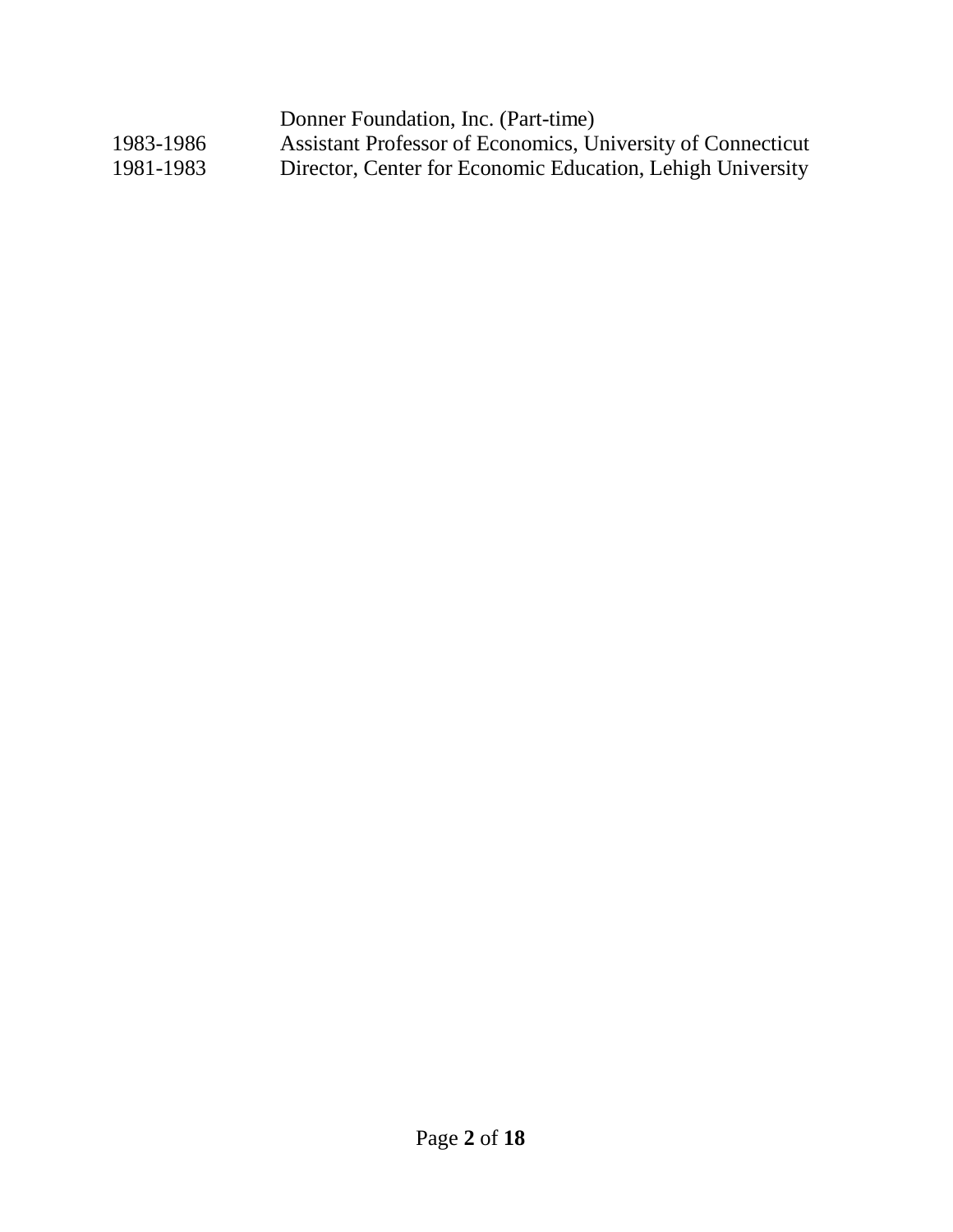| | |
|---|---|
| | Donner Foundation, Inc. (Part-time) |
| 1983-1986 | Assistant Professor of Economics, University of Connecticut |
| 1981-1983 | Director, Center for Economic Education, Lehigh University |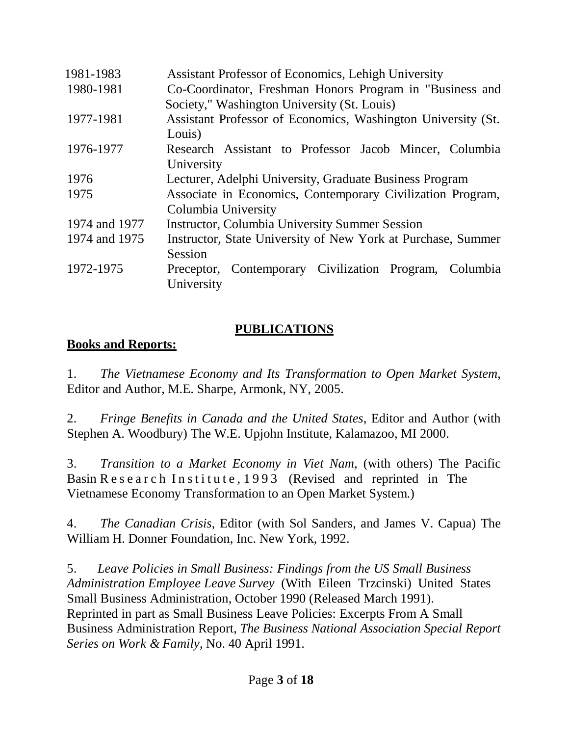| | |
|---|---|
| 1981-1983 | Assistant Professor of Economics, Lehigh University |
| 1980-1981 | Co-Coordinator, Freshman Honors Program in "Business and Society," Washington University (St. Louis) |
| 1977-1981 | Assistant Professor of Economics, Washington University (St. Louis) |
| 1976-1977 | Research Assistant to Professor Jacob Mincer, Columbia University |
| 1976 | Lecturer, Adelphi University, Graduate Business Program |
| 1975 | Associate in Economics, Contemporary Civilization Program, Columbia University |
| 1974 and 1977 | Instructor, Columbia University Summer Session |
| 1974 and 1975 | Instructor, State University of New York at Purchase, Summer Session |
| 1972-1975 | Preceptor, Contemporary Civilization Program, Columbia University |

## PUBLICATIONS

### Books and Reports:

1. *The Vietnamese Economy and Its Transformation to Open Market System,* Editor and Author, M.E. Sharpe, Armonk, NY, 2005.

2. *Fringe Benefits in Canada and the United States*, Editor and Author (with Stephen A. Woodbury) The W.E. Upjohn Institute, Kalamazoo, MI 2000.

3. *Transition to a Market Economy in Viet Nam,* (with others) The Pacific Basin Research Institute, 1993 (Revised and reprinted in The Vietnamese Economy Transformation to an Open Market System.)

4. *The Canadian Crisis*, Editor (with Sol Sanders, and James V. Capua) The William H. Donner Foundation, Inc. New York, 1992.

5. *Leave Policies in Small Business: Findings from the US Small Business Administration Employee Leave Survey* (With Eileen Trzcinski) United States Small Business Administration, October 1990 (Released March 1991). Reprinted in part as Small Business Leave Policies: Excerpts From A Small Business Administration Report, *The Business National Association Special Report Series on Work & Family*, No. 40 April 1991.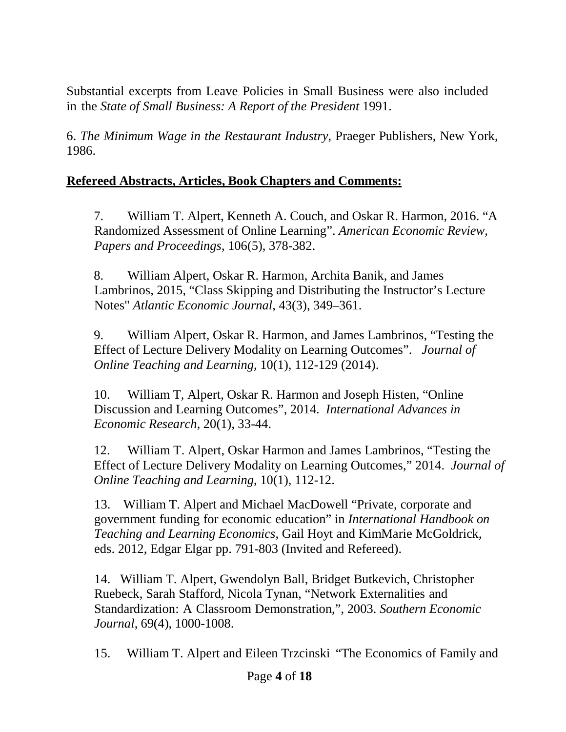Substantial excerpts from Leave Policies in Small Business were also included in the *State of Small Business: A Report of the President* 1991.

6. *The Minimum Wage in the Restaurant Industry*, Praeger Publishers, New York, 1986.

**Refereed Abstracts, Articles, Book Chapters and Comments:**

7. William T. Alpert, Kenneth A. Couch, and Oskar R. Harmon, 2016. “A Randomized Assessment of Online Learning”. *American Economic Review, Papers and Proceedings*, 106(5), 378-382.

8. William Alpert, Oskar R. Harmon, Archita Banik, and James Lambrinos, 2015, “Class Skipping and Distributing the Instructor’s Lecture Notes" *Atlantic Economic Journal*, 43(3), 349–361.

9. William Alpert, Oskar R. Harmon, and James Lambrinos, “Testing the Effect of Lecture Delivery Modality on Learning Outcomes”. *Journal of Online Teaching and Learning*, 10(1), 112-129 (2014).

10. William T, Alpert, Oskar R. Harmon and Joseph Histen, “Online Discussion and Learning Outcomes”, 2014. *International Advances in Economic Research*, 20(1), 33-44.

12. William T. Alpert, Oskar Harmon and James Lambrinos, “Testing the Effect of Lecture Delivery Modality on Learning Outcomes,” 2014. *Journal of Online Teaching and Learning*, 10(1), 112-12.

13. William T. Alpert and Michael MacDowell “Private, corporate and government funding for economic education” in *International Handbook on Teaching and Learning Economics*, Gail Hoyt and KimMarie McGoldrick, eds. 2012, Edgar Elgar pp. 791-803 (Invited and Refereed).

14. William T. Alpert, Gwendolyn Ball, Bridget Butkevich, Christopher Ruebeck, Sarah Stafford, Nicola Tynan, “Network Externalities and Standardization: A Classroom Demonstration,”, 2003. *Southern Economic Journal*, 69(4), 1000-1008.

15. William T. Alpert and Eileen Trzcinski “The Economics of Family and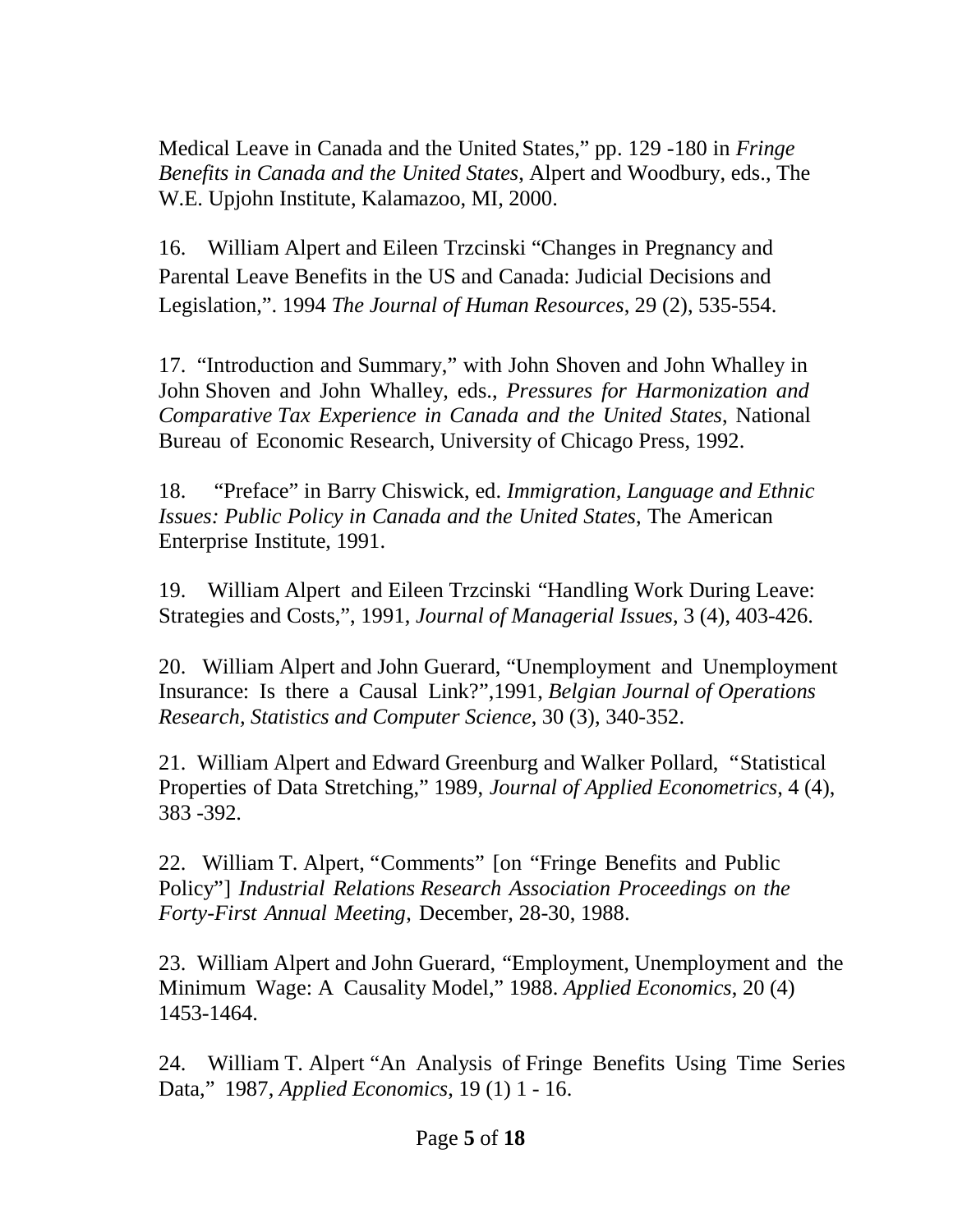Medical Leave in Canada and the United States," pp. 129 -180 in *Fringe Benefits in Canada and the United States*, Alpert and Woodbury, eds., The W.E. Upjohn Institute, Kalamazoo, MI, 2000.

16. William Alpert and Eileen Trzcinski "Changes in Pregnancy and Parental Leave Benefits in the US and Canada: Judicial Decisions and Legislation,". 1994 *The Journal of Human Resources*, 29 (2), 535-554.

17. "Introduction and Summary," with John Shoven and John Whalley in John Shoven and John Whalley, eds., *Pressures for Harmonization and Comparative Tax Experience in Canada and the United States*, National Bureau of Economic Research, University of Chicago Press, 1992.

18. "Preface" in Barry Chiswick, ed. *Immigration, Language and Ethnic Issues: Public Policy in Canada and the United States*, The American Enterprise Institute, 1991.

19. William Alpert and Eileen Trzcinski "Handling Work During Leave: Strategies and Costs,", 1991, *Journal of Managerial Issues*, 3 (4), 403-426.

20. William Alpert and John Guerard, "Unemployment and Unemployment Insurance: Is there a Causal Link?",1991, *Belgian Journal of Operations Research, Statistics and Computer Science*, 30 (3), 340-352.

21. William Alpert and Edward Greenburg and Walker Pollard, "Statistical Properties of Data Stretching," 1989, *Journal of Applied Econometrics*, 4 (4), 383 -392.

22. William T. Alpert, "Comments" [on "Fringe Benefits and Public Policy"] *Industrial Relations Research Association Proceedings on the Forty-First Annual Meeting*, December, 28-30, 1988.

23. William Alpert and John Guerard, "Employment, Unemployment and the Minimum Wage: A Causality Model," 1988. *Applied Economics*, 20 (4) 1453-1464.

24. William T. Alpert "An Analysis of Fringe Benefits Using Time Series Data," 1987, *Applied Economics*, 19 (1) 1 - 16.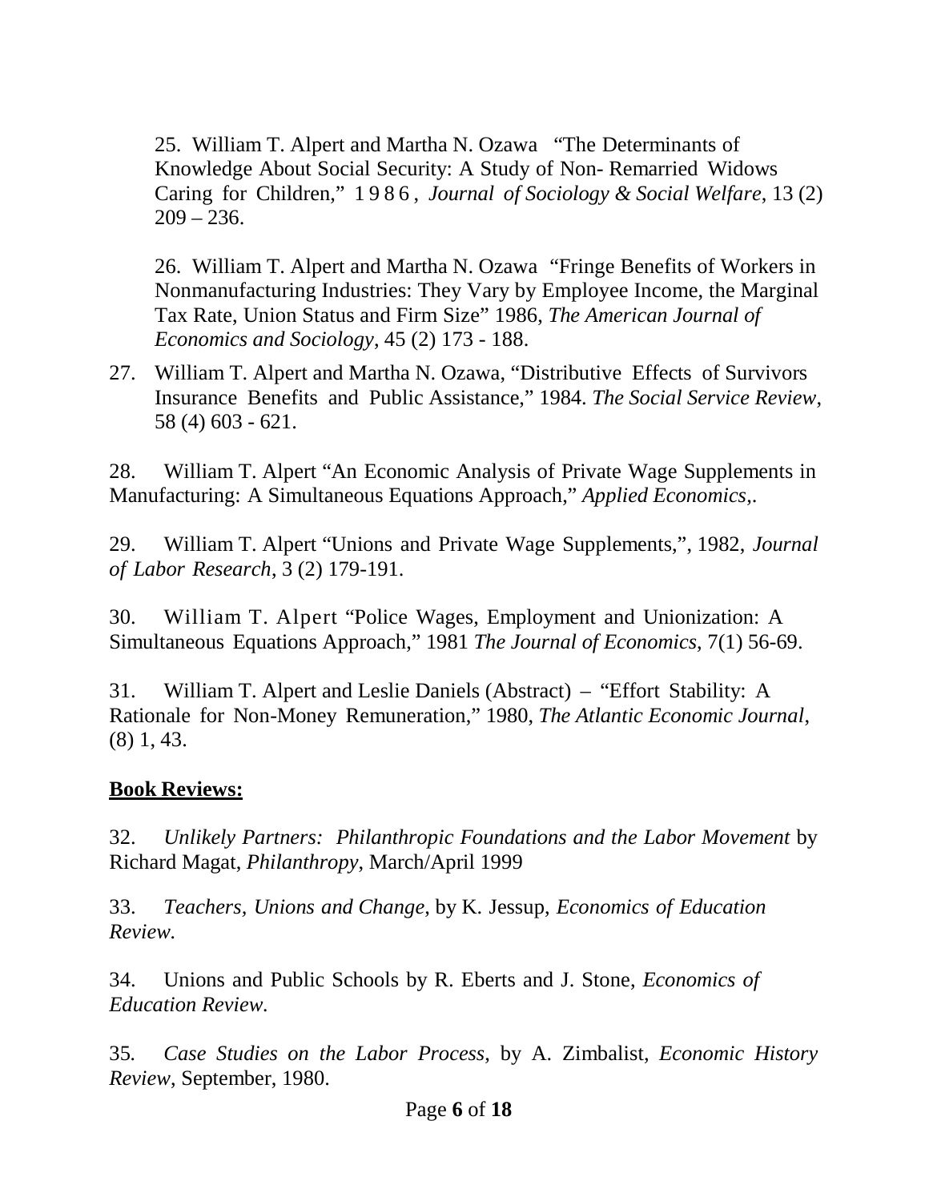25. William T. Alpert and Martha N. Ozawa "The Determinants of Knowledge About Social Security: A Study of Non- Remarried Widows Caring for Children," 1986, *Journal of Sociology & Social Welfare*, 13 (2) 209 – 236.

26. William T. Alpert and Martha N. Ozawa "Fringe Benefits of Workers in Nonmanufacturing Industries: They Vary by Employee Income, the Marginal Tax Rate, Union Status and Firm Size" 1986, *The American Journal of Economics and Sociology*, 45 (2) 173 - 188.

27. William T. Alpert and Martha N. Ozawa, "Distributive Effects of Survivors Insurance Benefits and Public Assistance," 1984. *The Social Service Review*, 58 (4) 603 - 621.

28. William T. Alpert "An Economic Analysis of Private Wage Supplements in Manufacturing: A Simultaneous Equations Approach," *Applied Economics*,.

29. William T. Alpert "Unions and Private Wage Supplements,", 1982, *Journal of Labor Research*, 3 (2) 179-191.

30. William T. Alpert "Police Wages, Employment and Unionization: A Simultaneous Equations Approach," 1981 *The Journal of Economics*, 7(1) 56-69.

31. William T. Alpert and Leslie Daniels (Abstract) – "Effort Stability: A Rationale for Non-Money Remuneration," 1980, *The Atlantic Economic Journal*, (8) 1, 43.

**Book Reviews:**

32. *Unlikely Partners: Philanthropic Foundations and the Labor Movement* by Richard Magat, *Philanthropy*, March/April 1999

33. *Teachers, Unions and Change*, by K. Jessup, *Economics of Education Review.*

34. Unions and Public Schools by R. Eberts and J. Stone, *Economics of Education Review.*

35. *Case Studies on the Labor Process*, by A. Zimbalist, *Economic History Review*, September, 1980.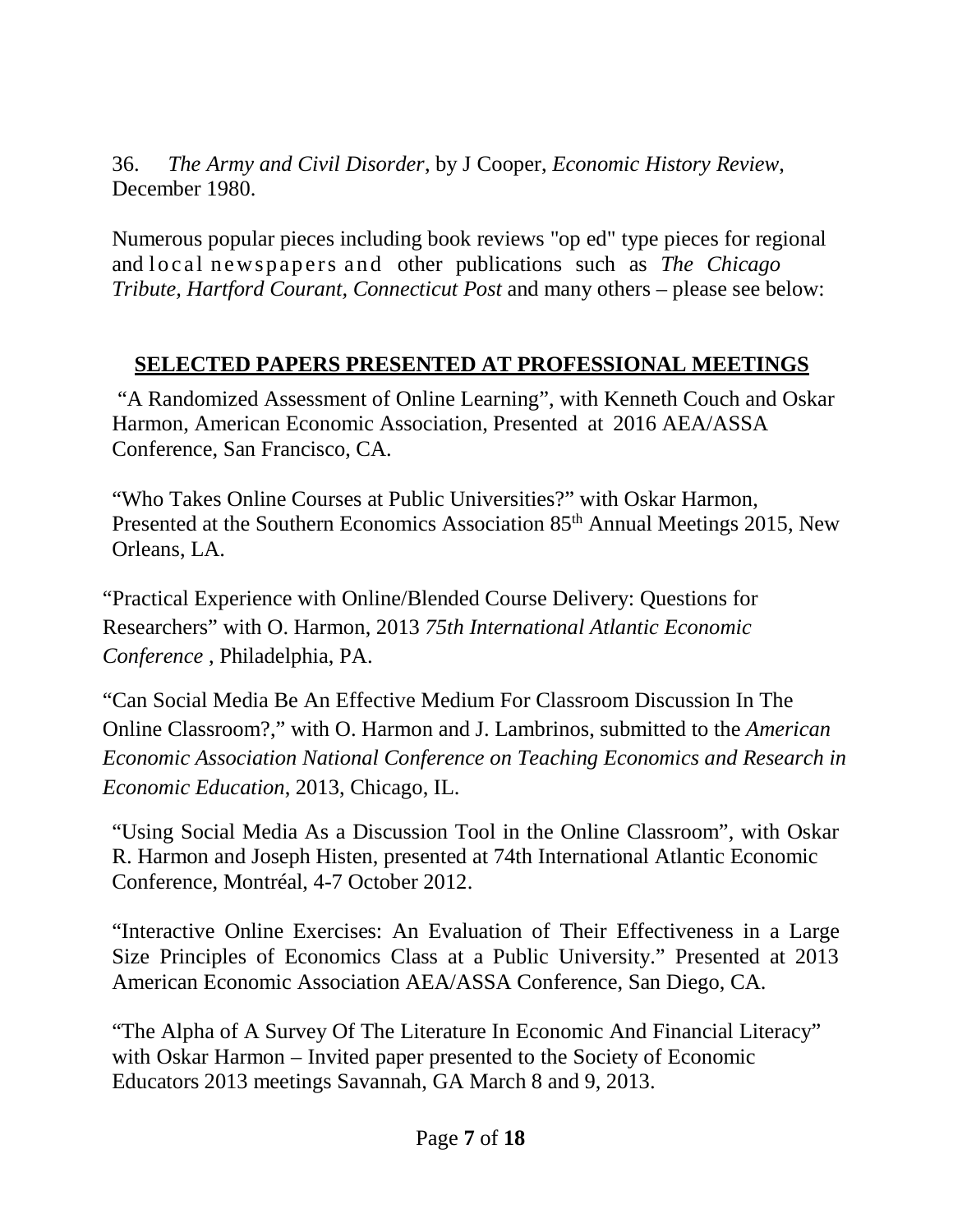36. *The Army and Civil Disorder*, by J Cooper, *Economic History Review*, December 1980.

Numerous popular pieces including book reviews "op ed" type pieces for regional and local newspapers and other publications such as *The Chicago Tribute, Hartford Courant, Connecticut Post* and many others – please see below:

## SELECTED PAPERS PRESENTED AT PROFESSIONAL MEETINGS

"A Randomized Assessment of Online Learning", with Kenneth Couch and Oskar Harmon, American Economic Association, Presented at 2016 AEA/ASSA Conference, San Francisco, CA.

"Who Takes Online Courses at Public Universities?" with Oskar Harmon, Presented at the Southern Economics Association 85th Annual Meetings 2015, New Orleans, LA.

"Practical Experience with Online/Blended Course Delivery: Questions for Researchers" with O. Harmon, 2013 *75th International Atlantic Economic Conference* , Philadelphia, PA.

"Can Social Media Be An Effective Medium For Classroom Discussion In The Online Classroom?," with O. Harmon and J. Lambrinos, submitted to the *American Economic Association National Conference on Teaching Economics and Research in Economic Education*, 2013, Chicago, IL.

"Using Social Media As a Discussion Tool in the Online Classroom", with Oskar R. Harmon and Joseph Histen, presented at 74th International Atlantic Economic Conference, Montréal, 4-7 October 2012.

"Interactive Online Exercises: An Evaluation of Their Effectiveness in a Large Size Principles of Economics Class at a Public University." Presented at 2013 American Economic Association AEA/ASSA Conference, San Diego, CA.

"The Alpha of A Survey Of The Literature In Economic And Financial Literacy" with Oskar Harmon – Invited paper presented to the Society of Economic Educators 2013 meetings Savannah, GA March 8 and 9, 2013.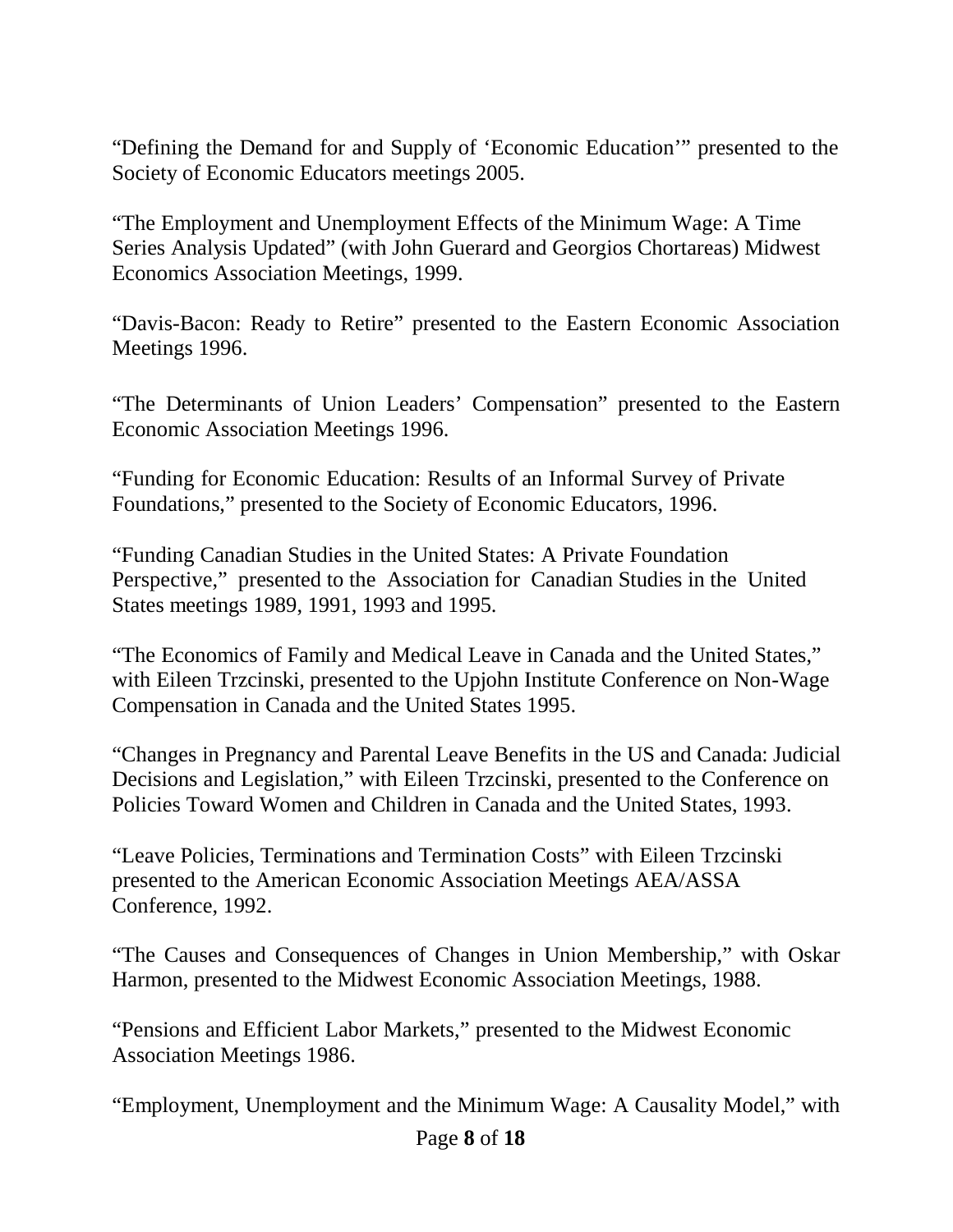"Defining the Demand for and Supply of 'Economic Education'" presented to the Society of Economic Educators meetings 2005.

"The Employment and Unemployment Effects of the Minimum Wage: A Time Series Analysis Updated" (with John Guerard and Georgios Chortareas) Midwest Economics Association Meetings, 1999.

"Davis-Bacon: Ready to Retire" presented to the Eastern Economic Association Meetings 1996.

"The Determinants of Union Leaders' Compensation" presented to the Eastern Economic Association Meetings 1996.

"Funding for Economic Education: Results of an Informal Survey of Private Foundations," presented to the Society of Economic Educators, 1996.

"Funding Canadian Studies in the United States: A Private Foundation Perspective," presented to the Association for Canadian Studies in the United States meetings 1989, 1991, 1993 and 1995.

"The Economics of Family and Medical Leave in Canada and the United States," with Eileen Trzcinski, presented to the Upjohn Institute Conference on Non-Wage Compensation in Canada and the United States 1995.

"Changes in Pregnancy and Parental Leave Benefits in the US and Canada: Judicial Decisions and Legislation," with Eileen Trzcinski, presented to the Conference on Policies Toward Women and Children in Canada and the United States, 1993.

"Leave Policies, Terminations and Termination Costs" with Eileen Trzcinski presented to the American Economic Association Meetings AEA/ASSA Conference, 1992.

"The Causes and Consequences of Changes in Union Membership," with Oskar Harmon, presented to the Midwest Economic Association Meetings, 1988.

"Pensions and Efficient Labor Markets," presented to the Midwest Economic Association Meetings 1986.

"Employment, Unemployment and the Minimum Wage: A Causality Model," with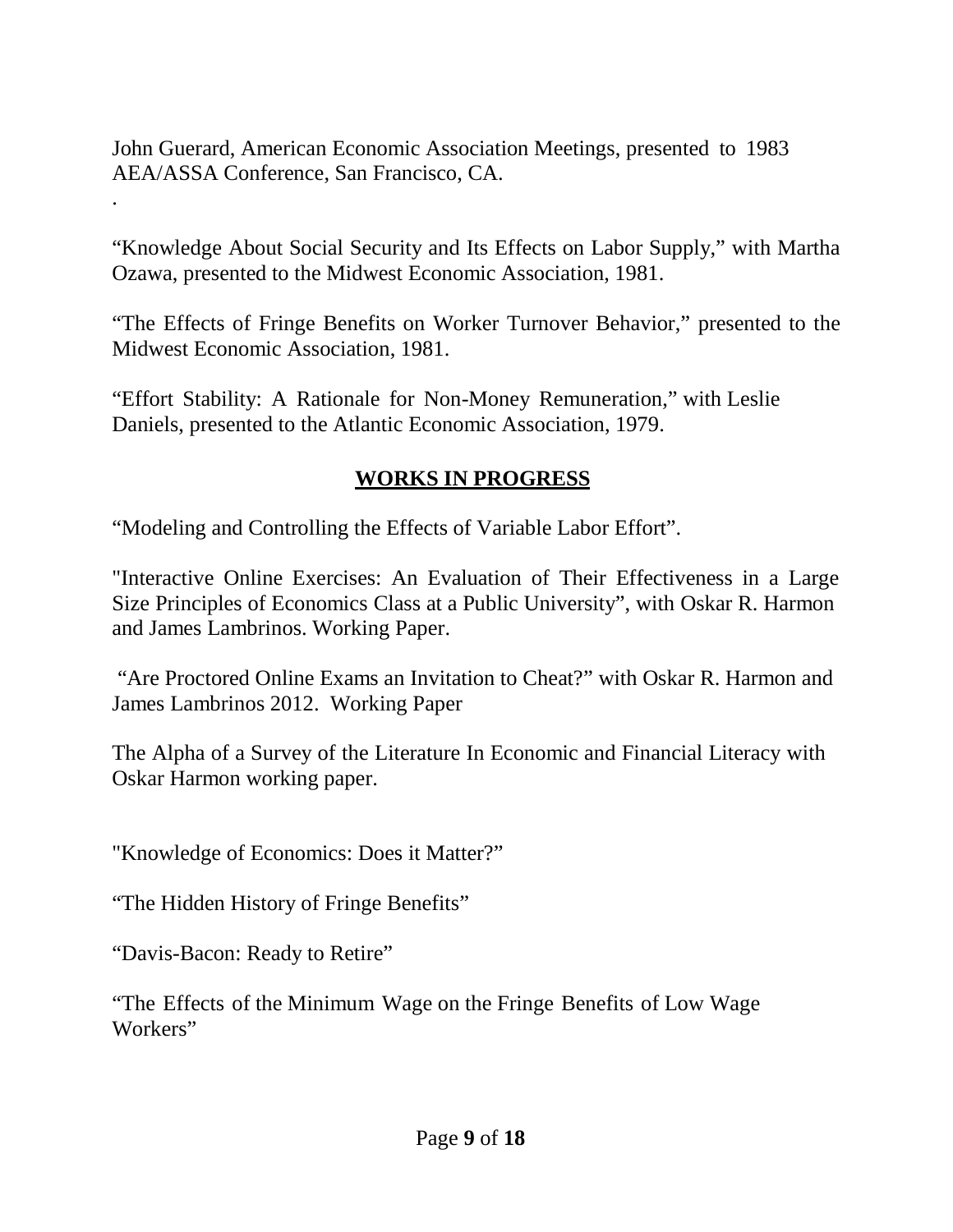John Guerard, American Economic Association Meetings, presented to 1983 AEA/ASSA Conference, San Francisco, CA.

.

“Knowledge About Social Security and Its Effects on Labor Supply,” with Martha Ozawa, presented to the Midwest Economic Association, 1981.

“The Effects of Fringe Benefits on Worker Turnover Behavior,” presented to the Midwest Economic Association, 1981.

“Effort Stability: A Rationale for Non-Money Remuneration,” with Leslie Daniels, presented to the Atlantic Economic Association, 1979.

## WORKS IN PROGRESS

“Modeling and Controlling the Effects of Variable Labor Effort”.

"Interactive Online Exercises: An Evaluation of Their Effectiveness in a Large Size Principles of Economics Class at a Public University”, with Oskar R. Harmon and James Lambrinos. Working Paper.

“Are Proctored Online Exams an Invitation to Cheat?” with Oskar R. Harmon and James Lambrinos 2012. Working Paper

The Alpha of a Survey of the Literature In Economic and Financial Literacy with Oskar Harmon working paper.

"Knowledge of Economics: Does it Matter?”

“The Hidden History of Fringe Benefits”

“Davis-Bacon: Ready to Retire”

“The Effects of the Minimum Wage on the Fringe Benefits of Low Wage Workers”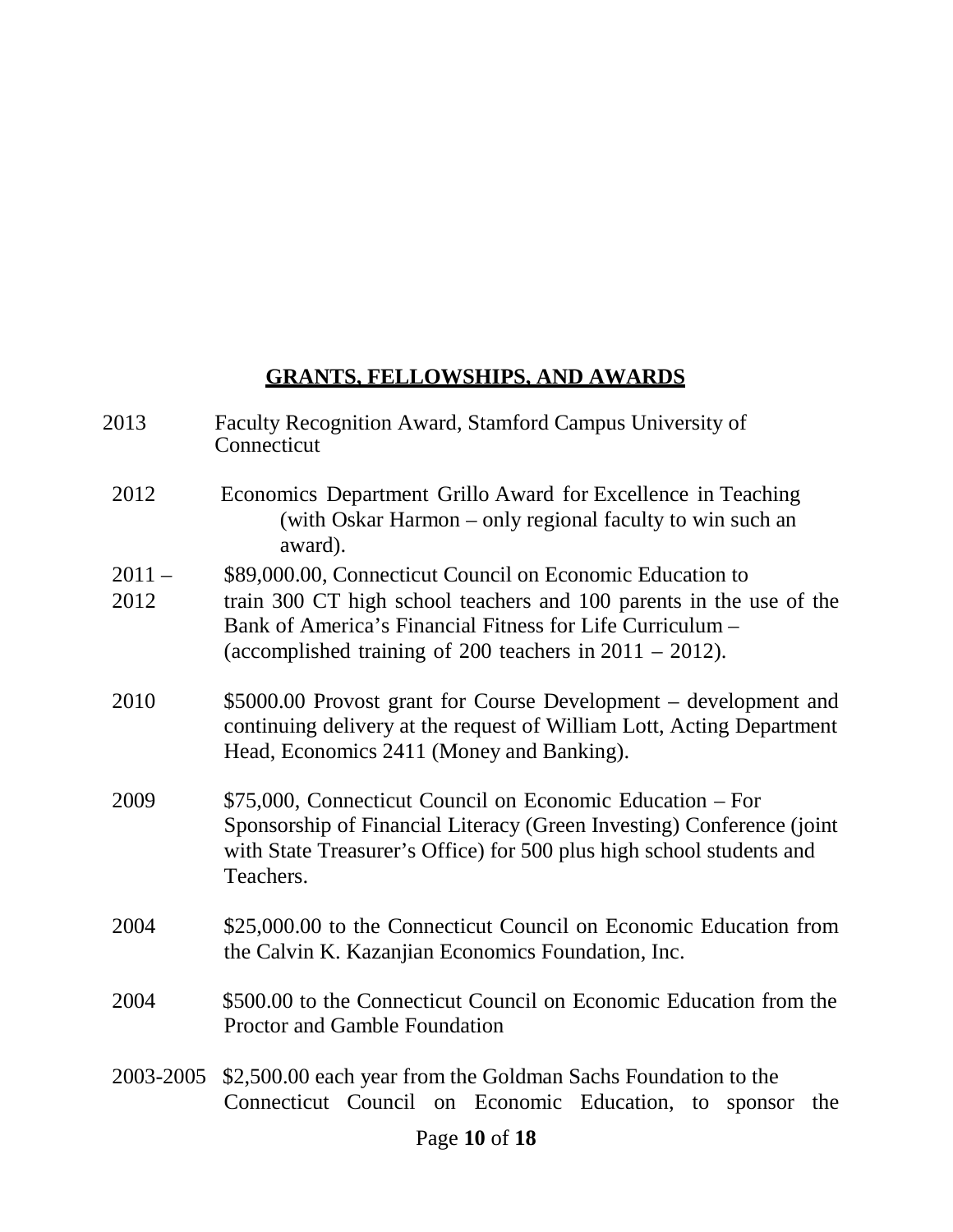## GRANTS, FELLOWSHIPS, AND AWARDS

2013 Faculty Recognition Award, Stamford Campus University of Connecticut

2012 Economics Department Grillo Award for Excellence in Teaching (with Oskar Harmon – only regional faculty to win such an award).

2011 – 2012 $89,000.00, Connecticut Council on Economic Education to train 300 CT high school teachers and 100 parents in the use of the Bank of America's Financial Fitness for Life Curriculum – (accomplished training of 200 teachers in 2011 – 2012).

2010 $5000.00 Provost grant for Course Development – development and continuing delivery at the request of William Lott, Acting Department Head, Economics 2411 (Money and Banking).

2009 $75,000, Connecticut Council on Economic Education – For Sponsorship of Financial Literacy (Green Investing) Conference (joint with State Treasurer's Office) for 500 plus high school students and Teachers.

2004 $25,000.00 to the Connecticut Council on Economic Education from the Calvin K. Kazanjian Economics Foundation, Inc.

2004 $500.00 to the Connecticut Council on Economic Education from the Proctor and Gamble Foundation

2003-2005 $2,500.00 each year from the Goldman Sachs Foundation to the Connecticut Council on Economic Education, to sponsor the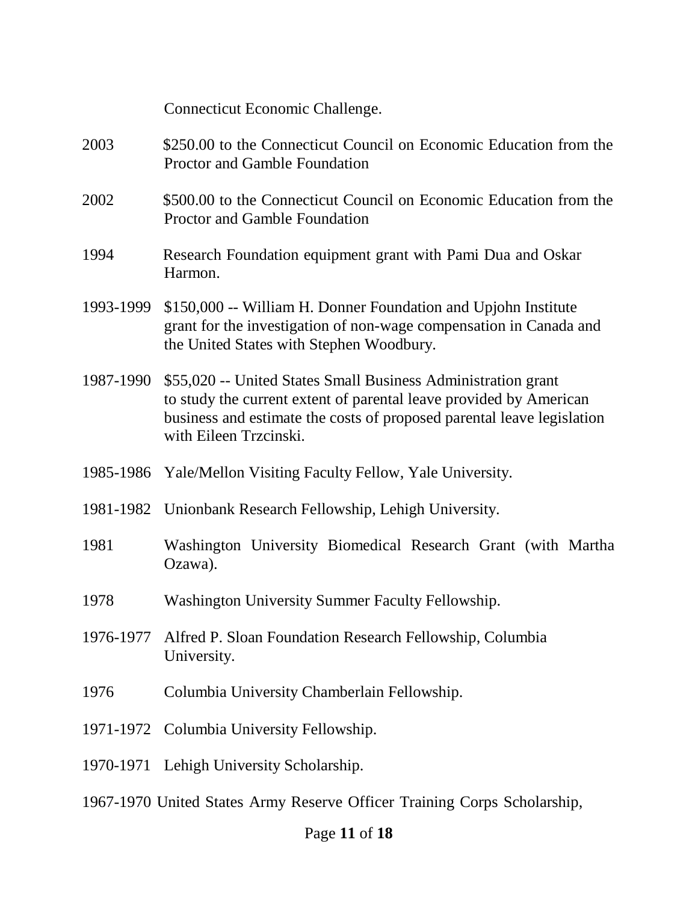Connecticut Economic Challenge.

2003 $250.00 to the Connecticut Council on Economic Education from the Proctor and Gamble Foundation

2002 $500.00 to the Connecticut Council on Economic Education from the Proctor and Gamble Foundation

1994 Research Foundation equipment grant with Pami Dua and Oskar Harmon.

1993-1999 $150,000 -- William H. Donner Foundation and Upjohn Institute grant for the investigation of non-wage compensation in Canada and the United States with Stephen Woodbury.

1987-1990 $55,020 -- United States Small Business Administration grant to study the current extent of parental leave provided by American business and estimate the costs of proposed parental leave legislation with Eileen Trzcinski.

1985-1986 Yale/Mellon Visiting Faculty Fellow, Yale University.

1981-1982 Unionbank Research Fellowship, Lehigh University.

1981 Washington University Biomedical Research Grant (with Martha Ozawa).

1978 Washington University Summer Faculty Fellowship.

1976-1977 Alfred P. Sloan Foundation Research Fellowship, Columbia University.

1976 Columbia University Chamberlain Fellowship.

1971-1972 Columbia University Fellowship.

1970-1971 Lehigh University Scholarship.

1967-1970 United States Army Reserve Officer Training Corps Scholarship,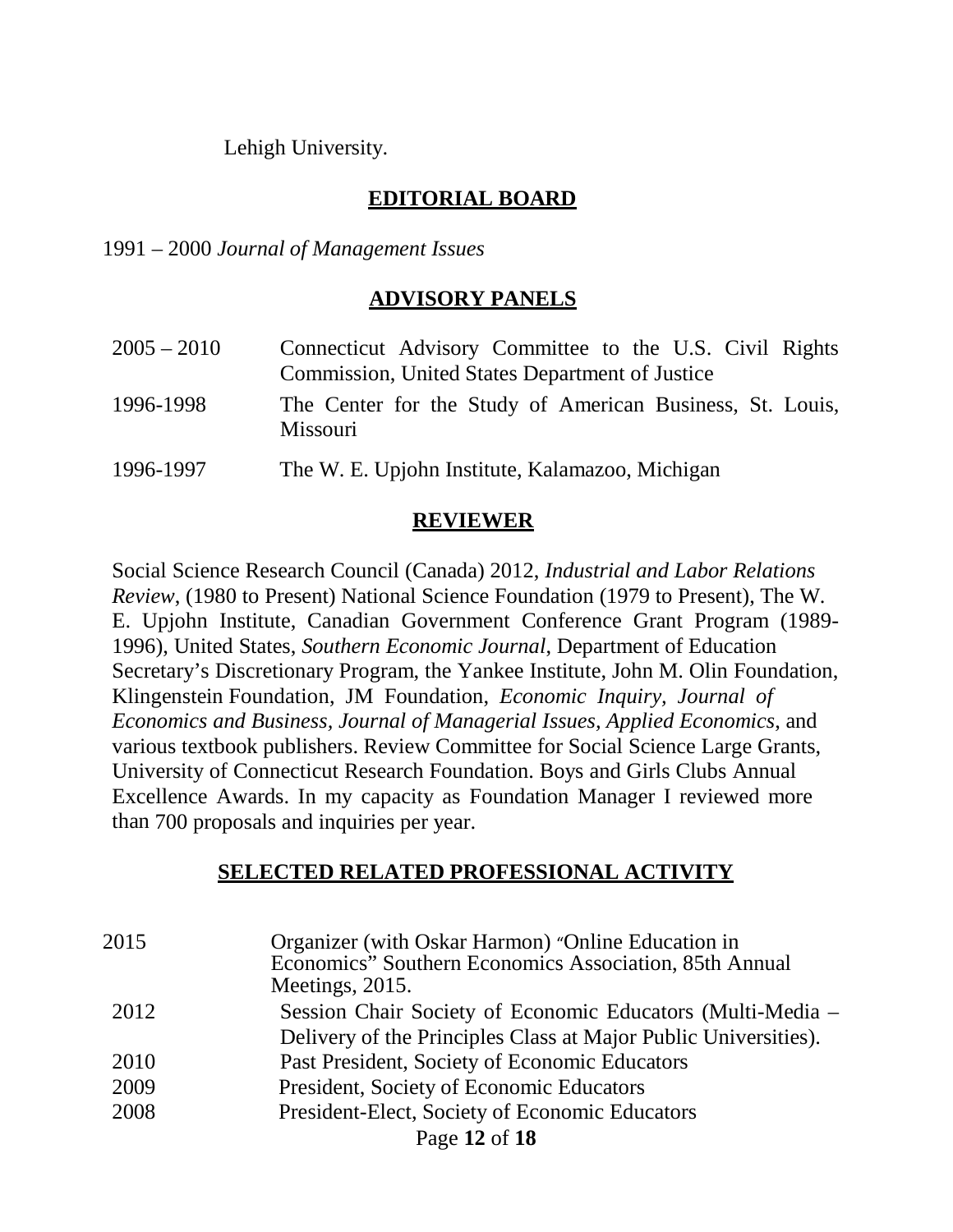Lehigh University.

## EDITORIAL BOARD

1991 – 2000 *Journal of Management Issues*

## ADVISORY PANELS

| | |
|---|---|
| 2005 – 2010 | Connecticut Advisory Committee to the U.S. Civil Rights Commission, United States Department of Justice |
| 1996-1998 | The Center for the Study of American Business, St. Louis, Missouri |
| 1996-1997 | The W. E. Upjohn Institute, Kalamazoo, Michigan |

## REVIEWER

Social Science Research Council (Canada) 2012, *Industrial and Labor Relations Review*, (1980 to Present) National Science Foundation (1979 to Present), The W. E. Upjohn Institute, Canadian Government Conference Grant Program (1989-1996), United States, *Southern Economic Journal*, Department of Education Secretary's Discretionary Program, the Yankee Institute, John M. Olin Foundation, Klingenstein Foundation, JM Foundation, *Economic Inquiry, Journal of Economics and Business, Journal of Managerial Issues, Applied Economics*, and various textbook publishers. Review Committee for Social Science Large Grants, University of Connecticut Research Foundation. Boys and Girls Clubs Annual Excellence Awards. In my capacity as Foundation Manager I reviewed more than 700 proposals and inquiries per year.

## SELECTED RELATED PROFESSIONAL ACTIVITY

| | |
|---|---|
| 2015 | Organizer (with Oskar Harmon) "Online Education in Economics" Southern Economics Association, 85th Annual Meetings, 2015. |
| 2012 | Session Chair Society of Economic Educators (Multi-Media – Delivery of the Principles Class at Major Public Universities). |
| 2010 | Past President, Society of Economic Educators |
| 2009 | President, Society of Economic Educators |
| 2008 | President-Elect, Society of Economic Educators |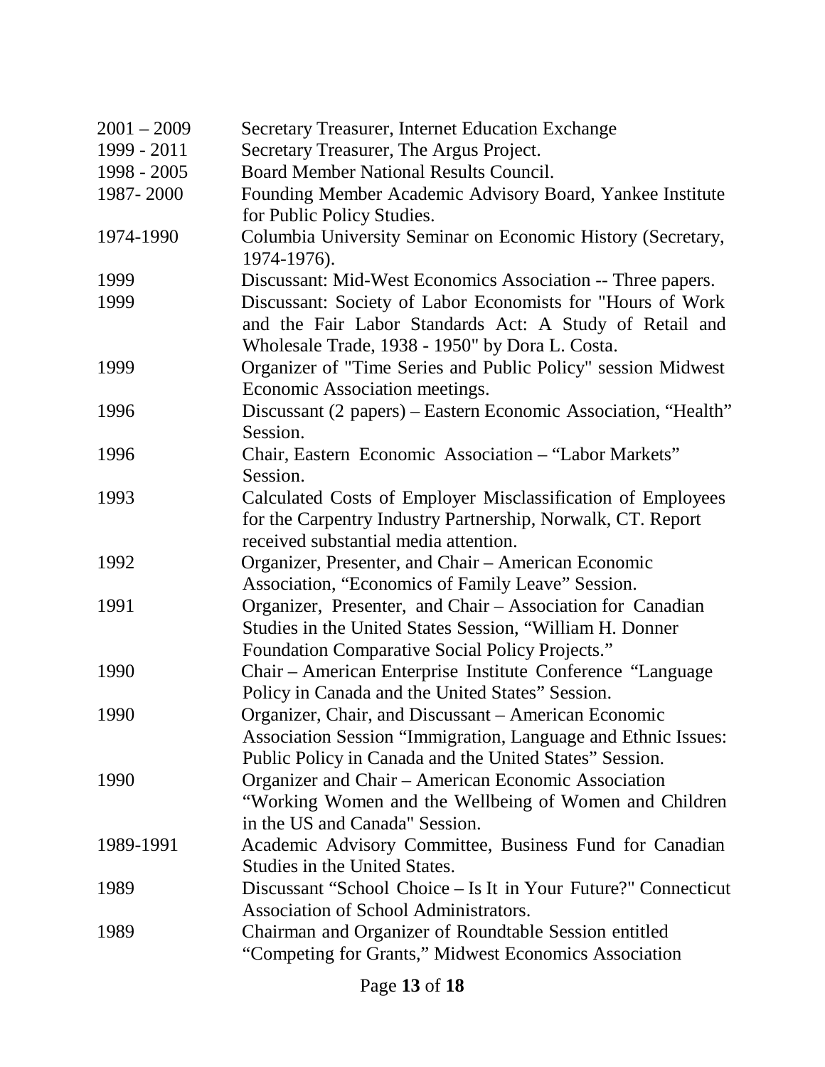| | |
|---|---|
| 2001 – 2009 | Secretary Treasurer, Internet Education Exchange |
| 1999 - 2011 | Secretary Treasurer, The Argus Project. |
| 1998 - 2005 | Board Member National Results Council. |
| 1987- 2000 | Founding Member Academic Advisory Board, Yankee Institute for Public Policy Studies. |
| 1974-1990 | Columbia University Seminar on Economic History (Secretary, 1974-1976). |
| 1999 | Discussant: Mid-West Economics Association -- Three papers. |
| 1999 | Discussant: Society of Labor Economists for "Hours of Work and the Fair Labor Standards Act: A Study of Retail and Wholesale Trade, 1938 - 1950" by Dora L. Costa. |
| 1999 | Organizer of "Time Series and Public Policy" session Midwest Economic Association meetings. |
| 1996 | Discussant (2 papers) – Eastern Economic Association, "Health" Session. |
| 1996 | Chair, Eastern Economic Association – "Labor Markets" Session. |
| 1993 | Calculated Costs of Employer Misclassification of Employees for the Carpentry Industry Partnership, Norwalk, CT. Report received substantial media attention. |
| 1992 | Organizer, Presenter, and Chair – American Economic Association, "Economics of Family Leave" Session. |
| 1991 | Organizer, Presenter, and Chair – Association for Canadian Studies in the United States Session, "William H. Donner Foundation Comparative Social Policy Projects." |
| 1990 | Chair – American Enterprise Institute Conference "Language Policy in Canada and the United States" Session. |
| 1990 | Organizer, Chair, and Discussant – American Economic Association Session "Immigration, Language and Ethnic Issues: Public Policy in Canada and the United States" Session. |
| 1990 | Organizer and Chair – American Economic Association "Working Women and the Wellbeing of Women and Children in the US and Canada" Session. |
| 1989-1991 | Academic Advisory Committee, Business Fund for Canadian Studies in the United States. |
| 1989 | Discussant "School Choice – Is It in Your Future?" Connecticut Association of School Administrators. |
| 1989 | Chairman and Organizer of Roundtable Session entitled "Competing for Grants," Midwest Economics Association |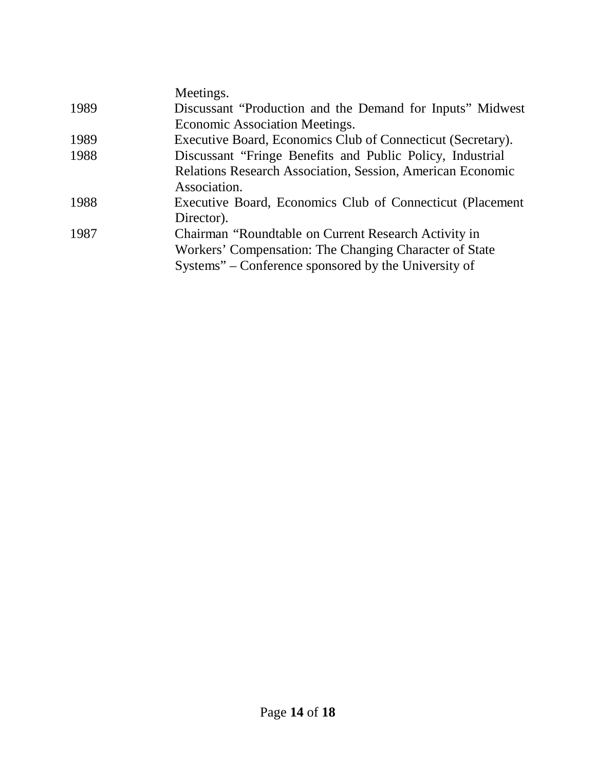Meetings.

| | |
|---|---|
| 1989 | Discussant "Production and the Demand for Inputs" Midwest Economic Association Meetings. |
| 1989 | Executive Board, Economics Club of Connecticut (Secretary). |
| 1988 | Discussant "Fringe Benefits and Public Policy, Industrial Relations Research Association, Session, American Economic Association. |
| 1988 | Executive Board, Economics Club of Connecticut (Placement Director). |
| 1987 | Chairman "Roundtable on Current Research Activity in Workers' Compensation: The Changing Character of State Systems" – Conference sponsored by the University of |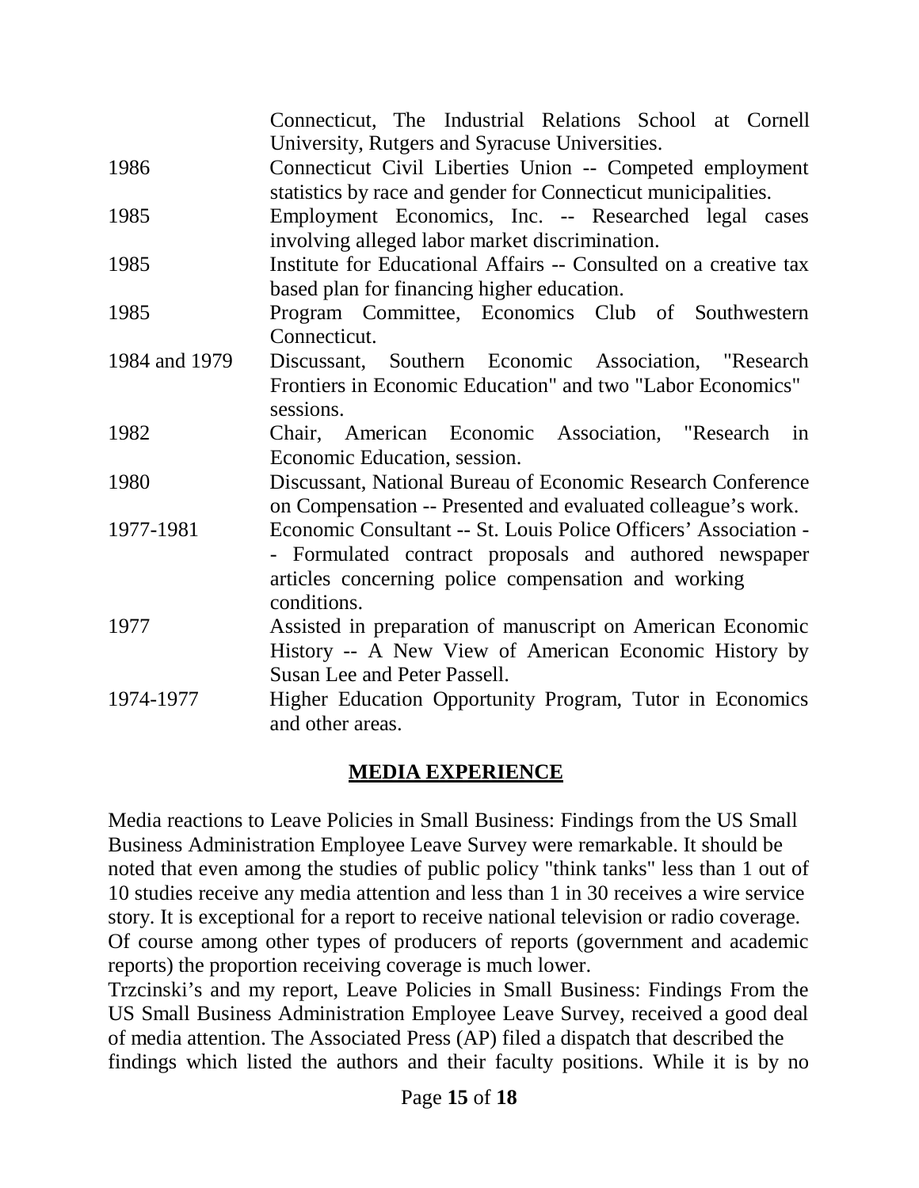| | |
|---|---|
| | Connecticut, The Industrial Relations School at Cornell University, Rutgers and Syracuse Universities. |
| 1986 | Connecticut Civil Liberties Union -- Competed employment statistics by race and gender for Connecticut municipalities. |
| 1985 | Employment Economics, Inc. -- Researched legal cases involving alleged labor market discrimination. |
| 1985 | Institute for Educational Affairs -- Consulted on a creative tax based plan for financing higher education. |
| 1985 | Program Committee, Economics Club of Southwestern Connecticut. |
| 1984 and 1979 | Discussant, Southern Economic Association, "Research Frontiers in Economic Education" and two "Labor Economics" sessions. |
| 1982 | Chair, American Economic Association, "Research in Economic Education, session. |
| 1980 | Discussant, National Bureau of Economic Research Conference on Compensation -- Presented and evaluated colleague's work. |
| 1977-1981 | Economic Consultant -- St. Louis Police Officers' Association -- Formulated contract proposals and authored newspaper articles concerning police compensation and working conditions. |
| 1977 | Assisted in preparation of manuscript on American Economic History -- A New View of American Economic History by Susan Lee and Peter Passell. |
| 1974-1977 | Higher Education Opportunity Program, Tutor in Economics and other areas. |

## MEDIA EXPERIENCE

Media reactions to Leave Policies in Small Business: Findings from the US Small Business Administration Employee Leave Survey were remarkable. It should be noted that even among the studies of public policy "think tanks" less than 1 out of 10 studies receive any media attention and less than 1 in 30 receives a wire service story. It is exceptional for a report to receive national television or radio coverage. Of course among other types of producers of reports (government and academic reports) the proportion receiving coverage is much lower.

Trzcinski's and my report, Leave Policies in Small Business: Findings From the US Small Business Administration Employee Leave Survey, received a good deal of media attention. The Associated Press (AP) filed a dispatch that described the findings which listed the authors and their faculty positions. While it is by no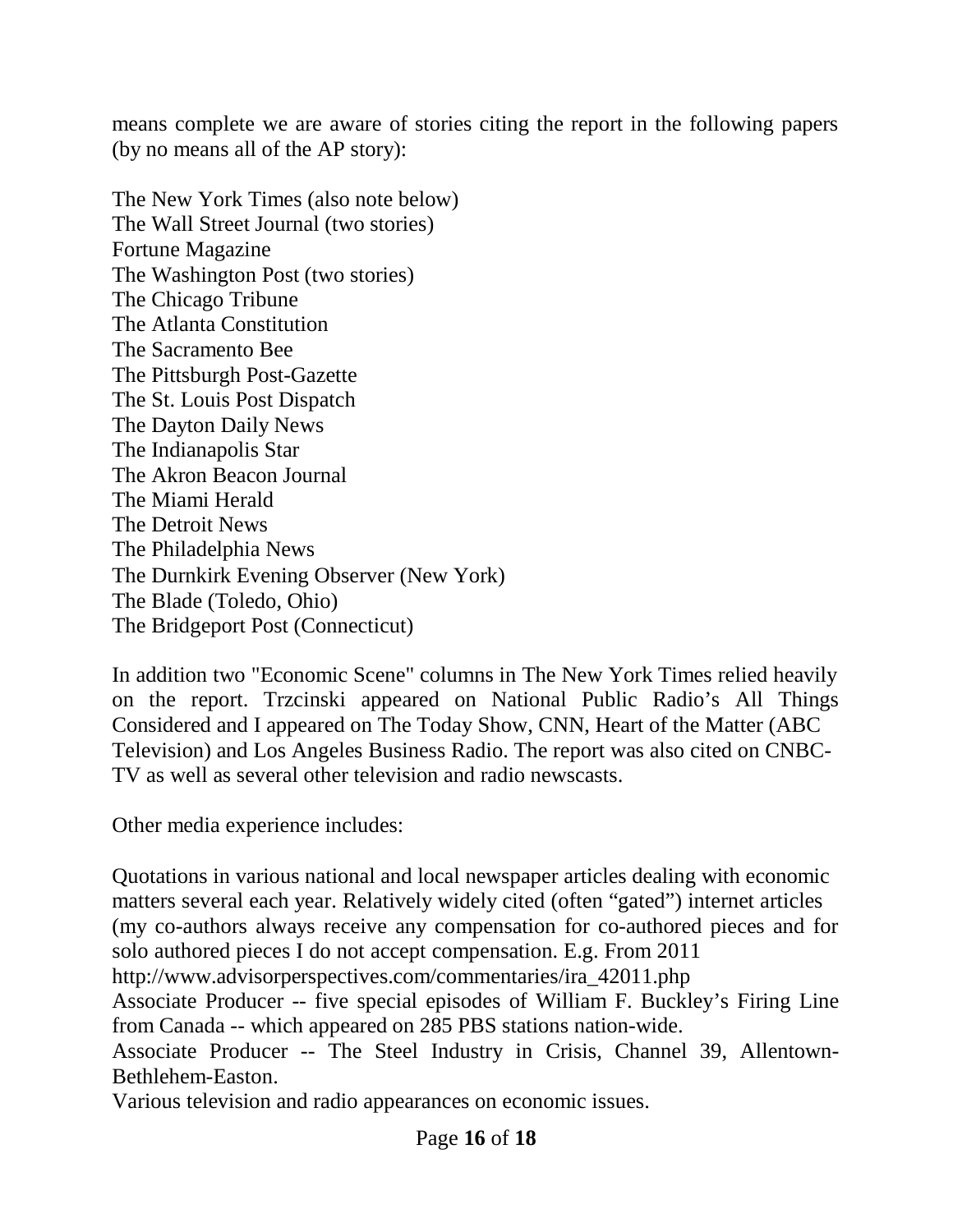means complete we are aware of stories citing the report in the following papers (by no means all of the AP story):

The New York Times (also note below)
The Wall Street Journal (two stories)
Fortune Magazine
The Washington Post (two stories)
The Chicago Tribune
The Atlanta Constitution
The Sacramento Bee
The Pittsburgh Post-Gazette
The St. Louis Post Dispatch
The Dayton Daily News
The Indianapolis Star
The Akron Beacon Journal
The Miami Herald
The Detroit News
The Philadelphia News
The Durnkirk Evening Observer (New York)
The Blade (Toledo, Ohio)
The Bridgeport Post (Connecticut)

In addition two "Economic Scene" columns in The New York Times relied heavily on the report. Trzcinski appeared on National Public Radio's All Things Considered and I appeared on The Today Show, CNN, Heart of the Matter (ABC Television) and Los Angeles Business Radio. The report was also cited on CNBC-TV as well as several other television and radio newscasts.

Other media experience includes:

Quotations in various national and local newspaper articles dealing with economic matters several each year. Relatively widely cited (often "gated") internet articles (my co-authors always receive any compensation for co-authored pieces and for solo authored pieces I do not accept compensation. E.g. From 2011
http://www.advisorperspectives.com/commentaries/ira_42011.php
Associate Producer -- five special episodes of William F. Buckley's Firing Line from Canada -- which appeared on 285 PBS stations nation-wide.
Associate Producer -- The Steel Industry in Crisis, Channel 39, Allentown-Bethlehem-Easton.
Various television and radio appearances on economic issues.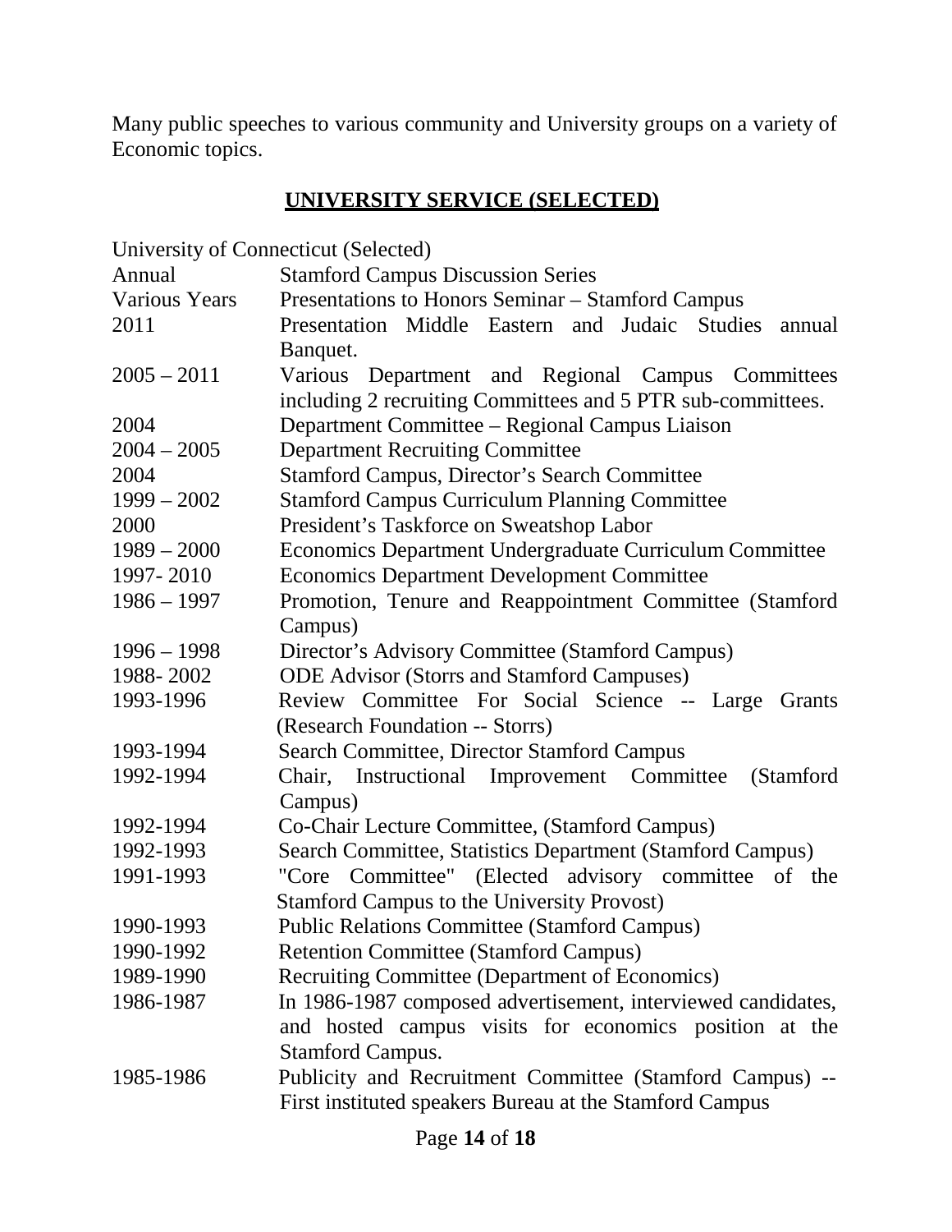Many public speeches to various community and University groups on a variety of Economic topics.

## UNIVERSITY SERVICE (SELECTED)

University of Connecticut (Selected)

| | |
|---|---|
| Annual | Stamford Campus Discussion Series |
| Various Years | Presentations to Honors Seminar – Stamford Campus |
| 2011 | Presentation Middle Eastern and Judaic Studies annual Banquet. |
| 2005 – 2011 | Various Department and Regional Campus Committees including 2 recruiting Committees and 5 PTR sub-committees. |
| 2004 | Department Committee – Regional Campus Liaison |
| 2004 – 2005 | Department Recruiting Committee |
| 2004 | Stamford Campus, Director's Search Committee |
| 1999 – 2002 | Stamford Campus Curriculum Planning Committee |
| 2000 | President's Taskforce on Sweatshop Labor |
| 1989 – 2000 | Economics Department Undergraduate Curriculum Committee |
| 1997- 2010 | Economics Department Development Committee |
| 1986 – 1997 | Promotion, Tenure and Reappointment Committee (Stamford Campus) |
| 1996 – 1998 | Director's Advisory Committee (Stamford Campus) |
| 1988- 2002 | ODE Advisor (Storrs and Stamford Campuses) |
| 1993-1996 | Review Committee For Social Science -- Large Grants (Research Foundation -- Storrs) |
| 1993-1994 | Search Committee, Director Stamford Campus |
| 1992-1994 | Chair, Instructional Improvement Committee (Stamford Campus) |
| 1992-1994 | Co-Chair Lecture Committee, (Stamford Campus) |
| 1992-1993 | Search Committee, Statistics Department (Stamford Campus) |
| 1991-1993 | "Core Committee" (Elected advisory committee of the Stamford Campus to the University Provost) |
| 1990-1993 | Public Relations Committee (Stamford Campus) |
| 1990-1992 | Retention Committee (Stamford Campus) |
| 1989-1990 | Recruiting Committee (Department of Economics) |
| 1986-1987 | In 1986-1987 composed advertisement, interviewed candidates, and hosted campus visits for economics position at the Stamford Campus. |
| 1985-1986 | Publicity and Recruitment Committee (Stamford Campus) -- First instituted speakers Bureau at the Stamford Campus |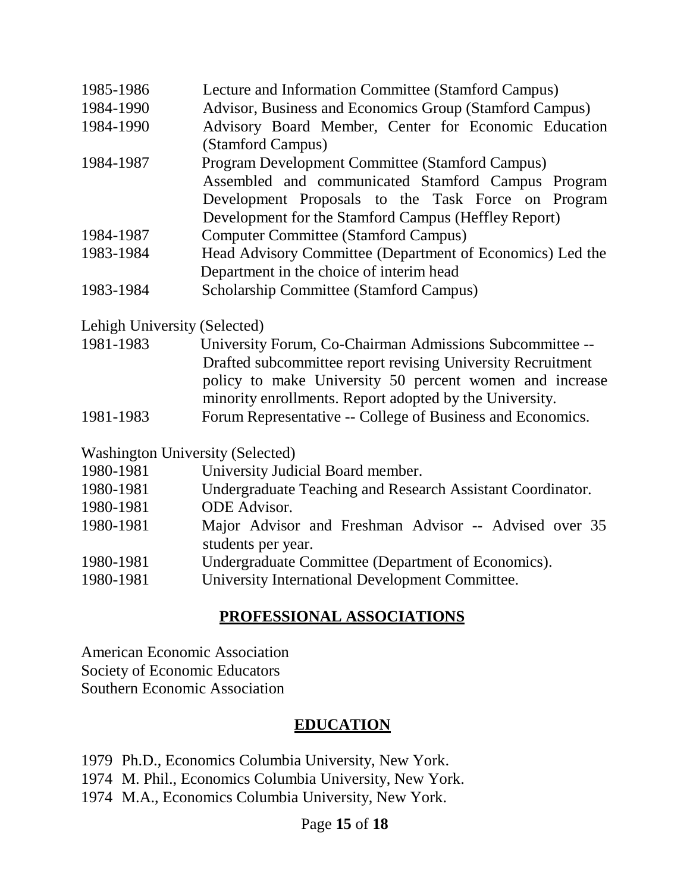1985-1986 Lecture and Information Committee (Stamford Campus)

1984-1990 Advisor, Business and Economics Group (Stamford Campus)

1984-1990 Advisory Board Member, Center for Economic Education (Stamford Campus)

1984-1987 Program Development Committee (Stamford Campus) Assembled and communicated Stamford Campus Program Development Proposals to the Task Force on Program Development for the Stamford Campus (Heffley Report)

1984-1987 Computer Committee (Stamford Campus)

1983-1984 Head Advisory Committee (Department of Economics) Led the Department in the choice of interim head

1983-1984 Scholarship Committee (Stamford Campus)

Lehigh University (Selected)

1981-1983 University Forum, Co-Chairman Admissions Subcommittee -- Drafted subcommittee report revising University Recruitment policy to make University 50 percent women and increase minority enrollments. Report adopted by the University.

1981-1983 Forum Representative -- College of Business and Economics.

Washington University (Selected)

1980-1981 University Judicial Board member.

1980-1981 Undergraduate Teaching and Research Assistant Coordinator.

1980-1981 ODE Advisor.

1980-1981 Major Advisor and Freshman Advisor -- Advised over 35 students per year.

1980-1981 Undergraduate Committee (Department of Economics).

1980-1981 University International Development Committee.

## PROFESSIONAL ASSOCIATIONS

American Economic Association
Society of Economic Educators
Southern Economic Association

## EDUCATION

1979 Ph.D., Economics Columbia University, New York.
1974 M. Phil., Economics Columbia University, New York.
1974 M.A., Economics Columbia University, New York.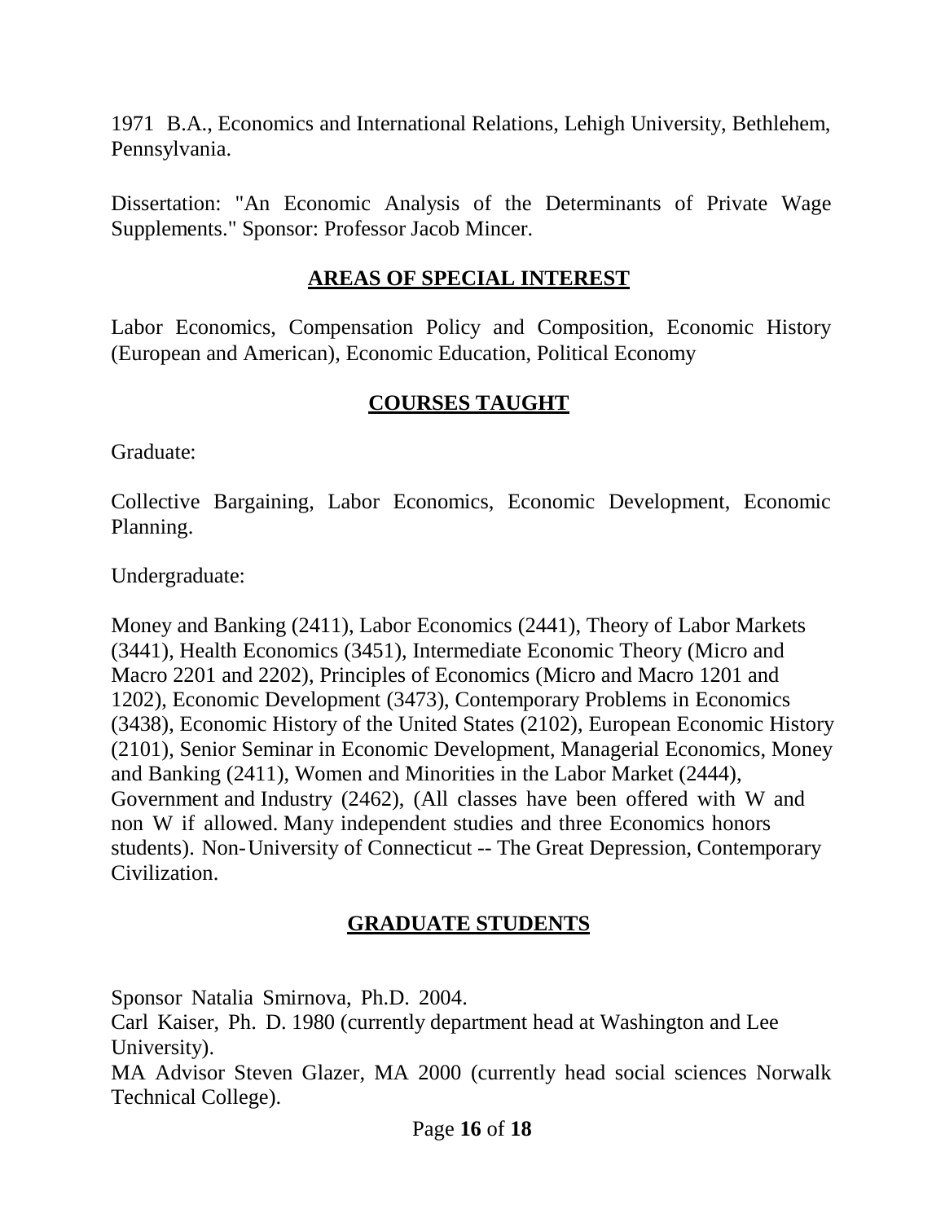1971 B.A., Economics and International Relations, Lehigh University, Bethlehem, Pennsylvania.

Dissertation: "An Economic Analysis of the Determinants of Private Wage Supplements." Sponsor: Professor Jacob Mincer.

## AREAS OF SPECIAL INTEREST

Labor Economics, Compensation Policy and Composition, Economic History (European and American), Economic Education, Political Economy

## COURSES TAUGHT

Graduate:

Collective Bargaining, Labor Economics, Economic Development, Economic Planning.

Undergraduate:

Money and Banking (2411), Labor Economics (2441), Theory of Labor Markets (3441), Health Economics (3451), Intermediate Economic Theory (Micro and Macro 2201 and 2202), Principles of Economics (Micro and Macro 1201 and 1202), Economic Development (3473), Contemporary Problems in Economics (3438), Economic History of the United States (2102), European Economic History (2101), Senior Seminar in Economic Development, Managerial Economics, Money and Banking (2411), Women and Minorities in the Labor Market (2444), Government and Industry (2462), (All classes have been offered with W and non W if allowed. Many independent studies and three Economics honors students). Non-University of Connecticut -- The Great Depression, Contemporary Civilization.

## GRADUATE STUDENTS

Sponsor Natalia Smirnova, Ph.D. 2004.
Carl Kaiser, Ph. D. 1980 (currently department head at Washington and Lee University).
MA Advisor Steven Glazer, MA 2000 (currently head social sciences Norwalk Technical College).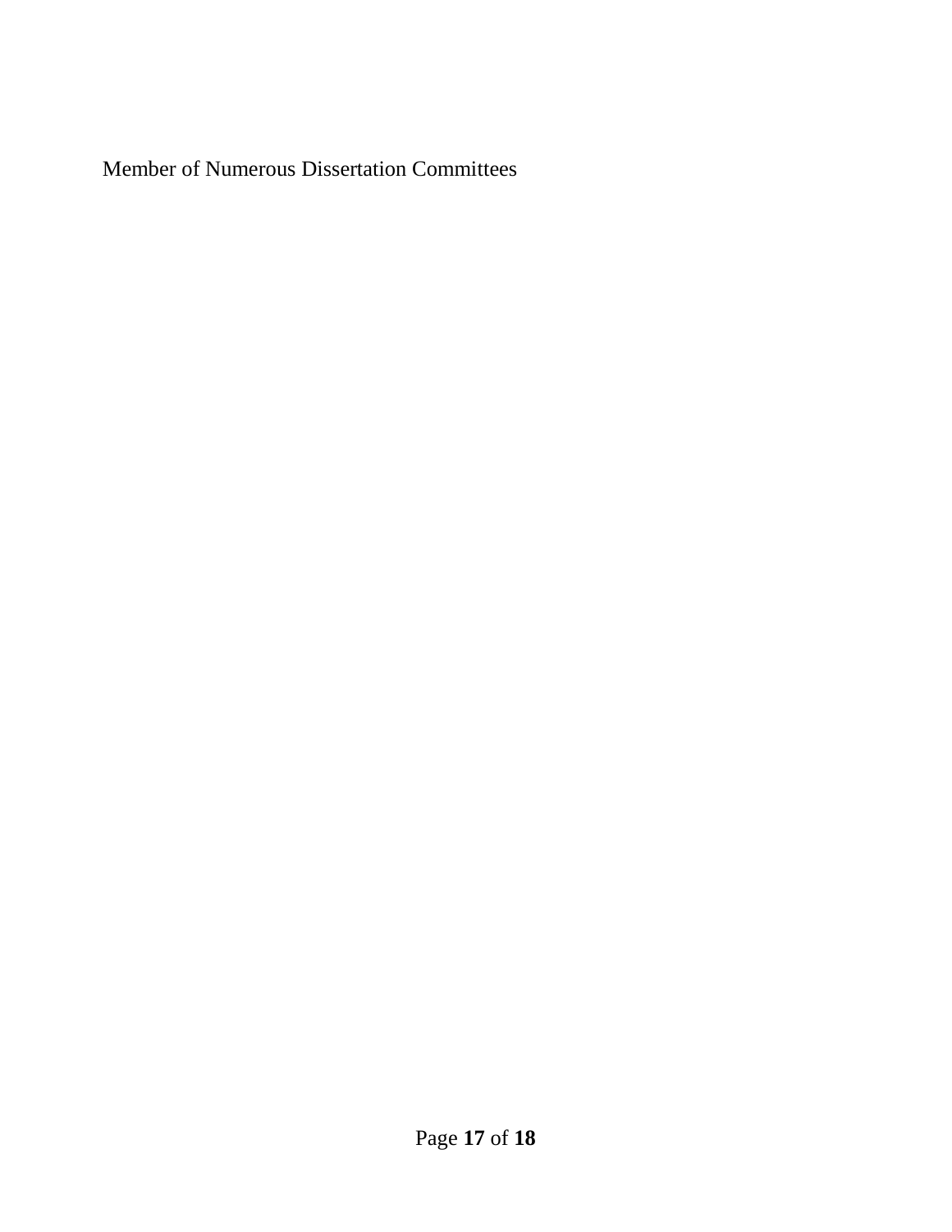Member of Numerous Dissertation Committees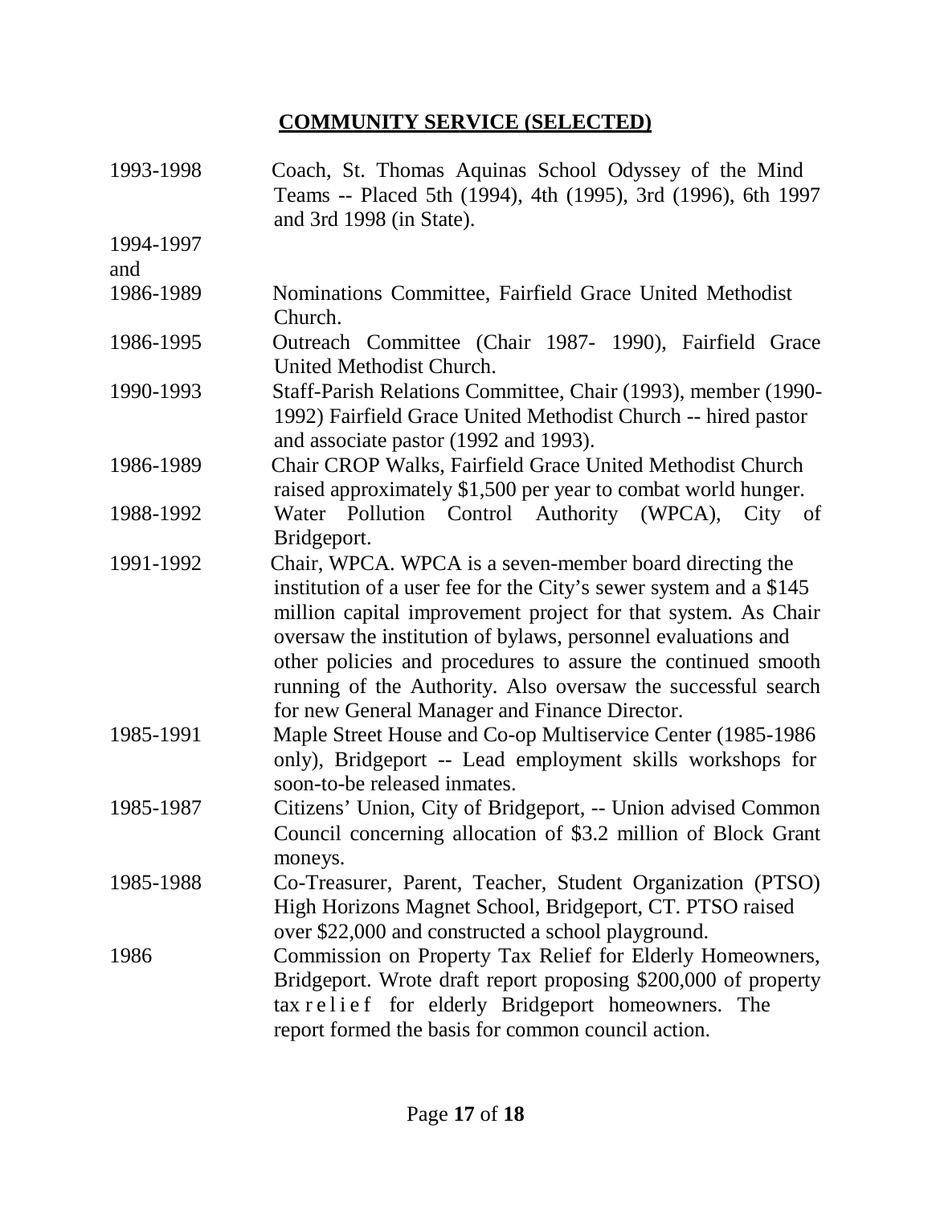## COMMUNITY SERVICE (SELECTED)

1993-1998 Coach, St. Thomas Aquinas School Odyssey of the Mind Teams -- Placed 5th (1994), 4th (1995), 3rd (1996), 6th 1997 and 3rd 1998 (in State).

1994-1997 and 1986-1989 Nominations Committee, Fairfield Grace United Methodist Church.

1986-1995 Outreach Committee (Chair 1987- 1990), Fairfield Grace United Methodist Church.

1990-1993 Staff-Parish Relations Committee, Chair (1993), member (1990-1992) Fairfield Grace United Methodist Church -- hired pastor and associate pastor (1992 and 1993).

1986-1989 Chair CROP Walks, Fairfield Grace United Methodist Church raised approximately $1,500 per year to combat world hunger.

1988-1992 Water Pollution Control Authority (WPCA), City of Bridgeport.

1991-1992 Chair, WPCA. WPCA is a seven-member board directing the institution of a user fee for the City's sewer system and a $145 million capital improvement project for that system. As Chair oversaw the institution of bylaws, personnel evaluations and other policies and procedures to assure the continued smooth running of the Authority. Also oversaw the successful search for new General Manager and Finance Director.

1985-1991 Maple Street House and Co-op Multiservice Center (1985-1986 only), Bridgeport -- Lead employment skills workshops for soon-to-be released inmates.

1985-1987 Citizens' Union, City of Bridgeport, -- Union advised Common Council concerning allocation of $3.2 million of Block Grant moneys.

1985-1988 Co-Treasurer, Parent, Teacher, Student Organization (PTSO) High Horizons Magnet School, Bridgeport, CT. PTSO raised over $22,000 and constructed a school playground.

1986 Commission on Property Tax Relief for Elderly Homeowners, Bridgeport. Wrote draft report proposing $200,000 of property tax relief for elderly Bridgeport homeowners. The report formed the basis for common council action.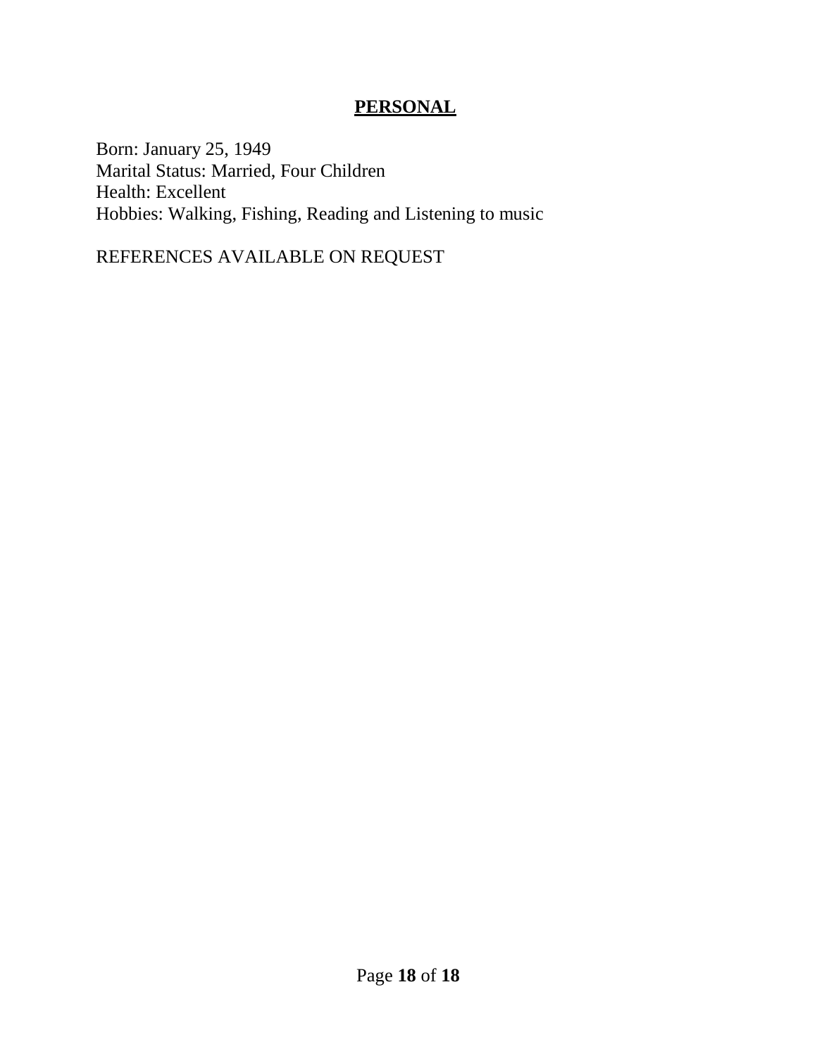## **PERSONAL**

Born: January 25, 1949
Marital Status: Married, Four Children
Health: Excellent
Hobbies: Walking, Fishing, Reading and Listening to music

REFERENCES AVAILABLE ON REQUEST